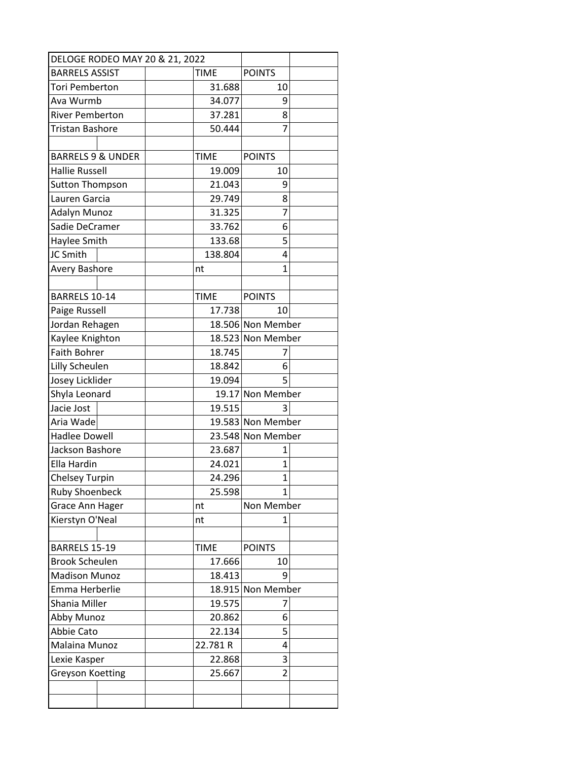# DELOGE RODEO MAY 20 & 21, 2022

| BARRELS ASSIST | TIME | POINTS |
|---|---|---|
| Tori Pemberton | 31.688 | 10 |
| Ava Wurmb | 34.077 | 9 |
| River Pemberton | 37.281 | 8 |
| Tristan Bashore | 50.444 | 7 |

| BARRELS 9 & UNDER | TIME | POINTS |
|---|---|---|
| Hallie Russell | 19.009 | 10 |
| Sutton Thompson | 21.043 | 9 |
| Lauren Garcia | 29.749 | 8 |
| Adalyn Munoz | 31.325 | 7 |
| Sadie DeCramer | 33.762 | 6 |
| Haylee Smith | 133.68 | 5 |
| JC Smith | 138.804 | 4 |
| Avery Bashore | nt | 1 |

| BARRELS 10-14 | TIME | POINTS |
|---|---|---|
| Paige Russell | 17.738 | 10 |
| Jordan Rehagen | 18.506 | Non Member |
| Kaylee Knighton | 18.523 | Non Member |
| Faith Bohrer | 18.745 | 7 |
| Lilly Scheulen | 18.842 | 6 |
| Josey Licklider | 19.094 | 5 |
| Shyla Leonard | 19.17 | Non Member |
| Jacie Jost | 19.515 | 3 |
| Aria Wade | 19.583 | Non Member |
| Hadlee Dowell | 23.548 | Non Member |
| Jackson Bashore | 23.687 | 1 |
| Ella Hardin | 24.021 | 1 |
| Chelsey Turpin | 24.296 | 1 |
| Ruby Shoenbeck | 25.598 | 1 |
| Grace Ann Hager | nt | Non Member |
| Kierstyn O'Neal | nt | 1 |

| BARRELS 15-19 | TIME | POINTS |
|---|---|---|
| Brook Scheulen | 17.666 | 10 |
| Madison Munoz | 18.413 | 9 |
| Emma Herberlie | 18.915 | Non Member |
| Shania Miller | 19.575 | 7 |
| Abby Munoz | 20.862 | 6 |
| Abbie Cato | 22.134 | 5 |
| Malaina Munoz | 22.781 R | 4 |
| Lexie Kasper | 22.868 | 3 |
| Greyson Koetting | 25.667 | 2 |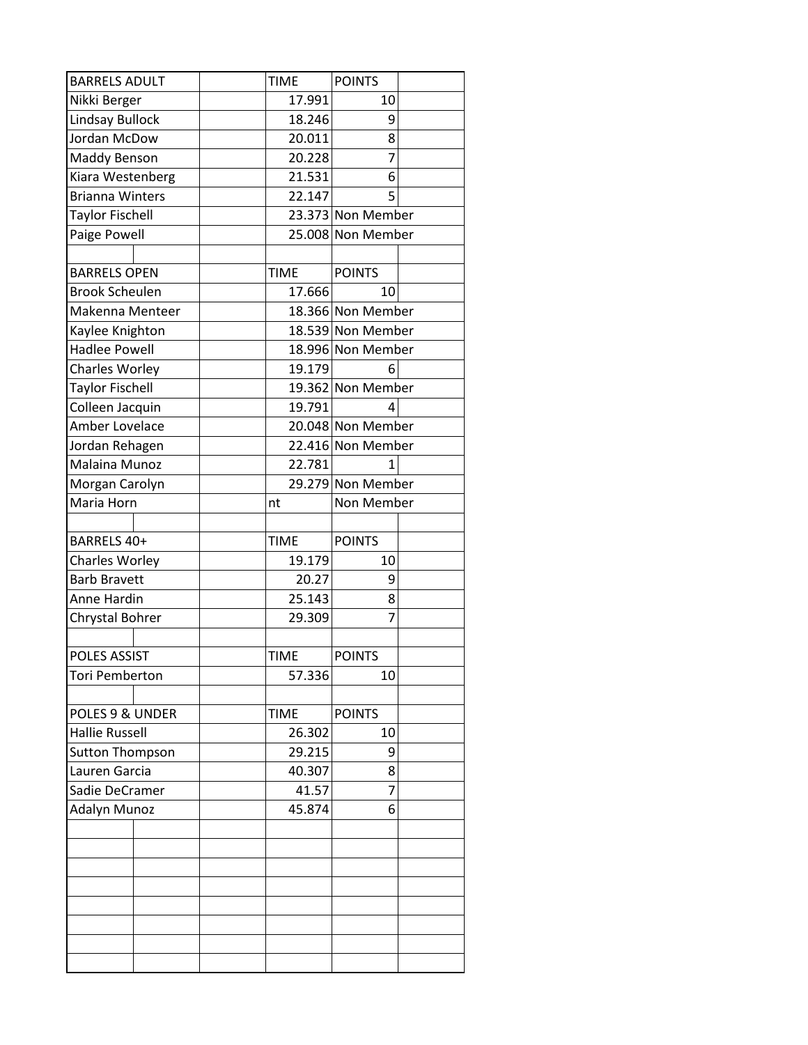| BARRELS ADULT | TIME | POINTS |
| --- | --- | --- |
| Nikki Berger | 17.991 | 10 |
| Lindsay Bullock | 18.246 | 9 |
| Jordan McDow | 20.011 | 8 |
| Maddy Benson | 20.228 | 7 |
| Kiara Westenberg | 21.531 | 6 |
| Brianna Winters | 22.147 | 5 |
| Taylor Fischell | 23.373 | Non Member |
| Paige Powell | 25.008 | Non Member |

| BARRELS OPEN | TIME | POINTS |
| --- | --- | --- |
| Brook Scheulen | 17.666 | 10 |
| Makenna Menteer | 18.366 | Non Member |
| Kaylee Knighton | 18.539 | Non Member |
| Hadlee Powell | 18.996 | Non Member |
| Charles Worley | 19.179 | 6 |
| Taylor Fischell | 19.362 | Non Member |
| Colleen Jacquin | 19.791 | 4 |
| Amber Lovelace | 20.048 | Non Member |
| Jordan Rehagen | 22.416 | Non Member |
| Malaina Munoz | 22.781 | 1 |
| Morgan Carolyn | 29.279 | Non Member |
| Maria Horn | nt | Non Member |

| BARRELS 40+ | TIME | POINTS |
| --- | --- | --- |
| Charles Worley | 19.179 | 10 |
| Barb Bravett | 20.27 | 9 |
| Anne Hardin | 25.143 | 8 |
| Chrystal Bohrer | 29.309 | 7 |

| POLES ASSIST | TIME | POINTS |
| --- | --- | --- |
| Tori Pemberton | 57.336 | 10 |

| POLES 9 & UNDER | TIME | POINTS |
| --- | --- | --- |
| Hallie Russell | 26.302 | 10 |
| Sutton Thompson | 29.215 | 9 |
| Lauren Garcia | 40.307 | 8 |
| Sadie DeCramer | 41.57 | 7 |
| Adalyn Munoz | 45.874 | 6 |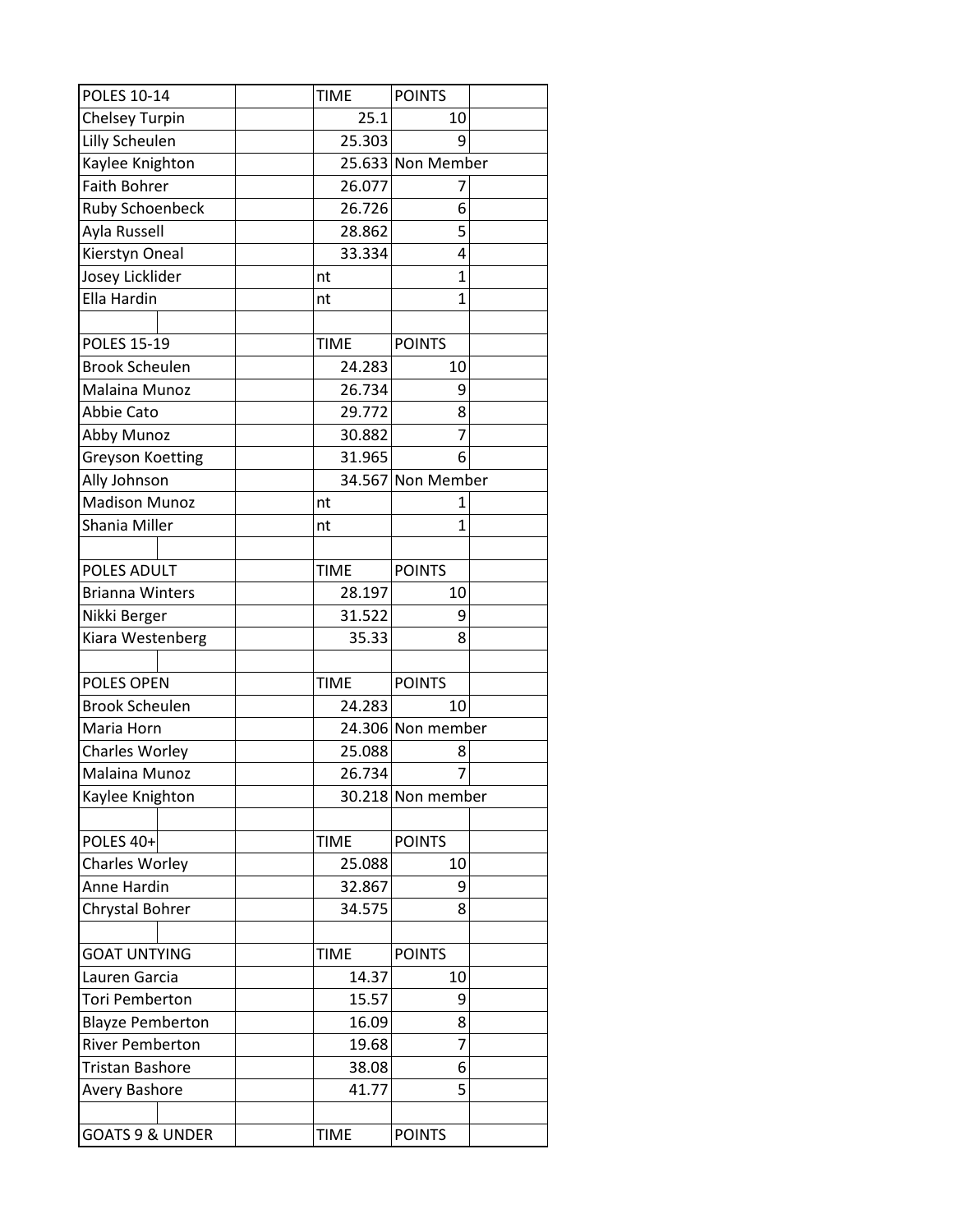| POLES 10-14 | | TIME | POINTS | |
|---|---|---|---|---|
| Chelsey Turpin | | 25.1 | 10 | |
| Lilly Scheulen | | 25.303 | 9 | |
| Kaylee Knighton | | 25.633 | Non Member | |
| Faith Bohrer | | 26.077 | 7 | |
| Ruby Schoenbeck | | 26.726 | 6 | |
| Ayla Russell | | 28.862 | 5 | |
| Kierstyn Oneal | | 33.334 | 4 | |
| Josey Licklider | | nt | 1 | |
| Ella Hardin | | nt | 1 | |
| | | | | |
| POLES 15-19 | | TIME | POINTS | |
| Brook Scheulen | | 24.283 | 10 | |
| Malaina Munoz | | 26.734 | 9 | |
| Abbie Cato | | 29.772 | 8 | |
| Abby Munoz | | 30.882 | 7 | |
| Greyson Koetting | | 31.965 | 6 | |
| Ally Johnson | | 34.567 | Non Member | |
| Madison Munoz | | nt | 1 | |
| Shania Miller | | nt | 1 | |
| | | | | |
| POLES ADULT | | TIME | POINTS | |
| Brianna Winters | | 28.197 | 10 | |
| Nikki Berger | | 31.522 | 9 | |
| Kiara Westenberg | | 35.33 | 8 | |
| | | | | |
| POLES OPEN | | TIME | POINTS | |
| Brook Scheulen | | 24.283 | 10 | |
| Maria Horn | | 24.306 | Non member | |
| Charles Worley | | 25.088 | 8 | |
| Malaina Munoz | | 26.734 | 7 | |
| Kaylee Knighton | | 30.218 | Non member | |
| | | | | |
| POLES 40+ | | TIME | POINTS | |
| Charles Worley | | 25.088 | 10 | |
| Anne Hardin | | 32.867 | 9 | |
| Chrystal Bohrer | | 34.575 | 8 | |
| | | | | |
| GOAT UNTYING | | TIME | POINTS | |
| Lauren Garcia | | 14.37 | 10 | |
| Tori Pemberton | | 15.57 | 9 | |
| Blayze Pemberton | | 16.09 | 8 | |
| River Pemberton | | 19.68 | 7 | |
| Tristan Bashore | | 38.08 | 6 | |
| Avery Bashore | | 41.77 | 5 | |
| | | | | |
| GOATS 9 & UNDER | | TIME | POINTS | |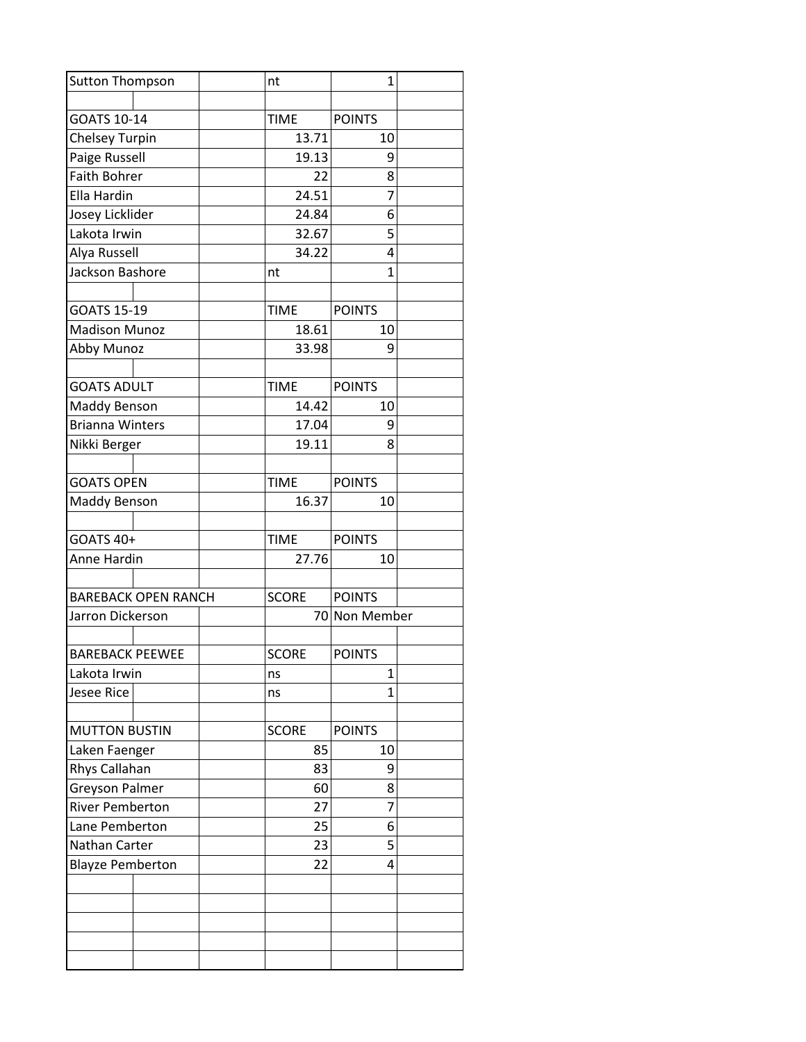| | | | | | |
|---|---|---|---|---|---|
| Sutton Thompson | | | nt | 1 | |
| | | | | | |
| GOATS 10-14 | | | TIME | POINTS | |
| Chelsey Turpin | | | 13.71 | 10 | |
| Paige Russell | | | 19.13 | 9 | |
| Faith Bohrer | | | 22 | 8 | |
| Ella Hardin | | | 24.51 | 7 | |
| Josey Licklider | | | 24.84 | 6 | |
| Lakota Irwin | | | 32.67 | 5 | |
| Alya Russell | | | 34.22 | 4 | |
| Jackson Bashore | | | nt | 1 | |
| | | | | | |
| GOATS 15-19 | | | TIME | POINTS | |
| Madison Munoz | | | 18.61 | 10 | |
| Abby Munoz | | | 33.98 | 9 | |
| | | | | | |
| GOATS ADULT | | | TIME | POINTS | |
| Maddy Benson | | | 14.42 | 10 | |
| Brianna Winters | | | 17.04 | 9 | |
| Nikki Berger | | | 19.11 | 8 | |
| | | | | | |
| GOATS OPEN | | | TIME | POINTS | |
| Maddy Benson | | | 16.37 | 10 | |
| | | | | | |
| GOATS 40+ | | | TIME | POINTS | |
| Anne Hardin | | | 27.76 | 10 | |
| | | | | | |
| BAREBACK OPEN RANCH | | | SCORE | POINTS | |
| Jarron Dickerson | | | 70 | Non Member | |
| | | | | | |
| BAREBACK PEEWEE | | | SCORE | POINTS | |
| Lakota Irwin | | | ns | 1 | |
| Jesee Rice | | | ns | 1 | |
| | | | | | |
| MUTTON BUSTIN | | | SCORE | POINTS | |
| Laken Faenger | | | 85 | 10 | |
| Rhys Callahan | | | 83 | 9 | |
| Greyson Palmer | | | 60 | 8 | |
| River Pemberton | | | 27 | 7 | |
| Lane Pemberton | | | 25 | 6 | |
| Nathan Carter | | | 23 | 5 | |
| Blayze Pemberton | | | 22 | 4 | |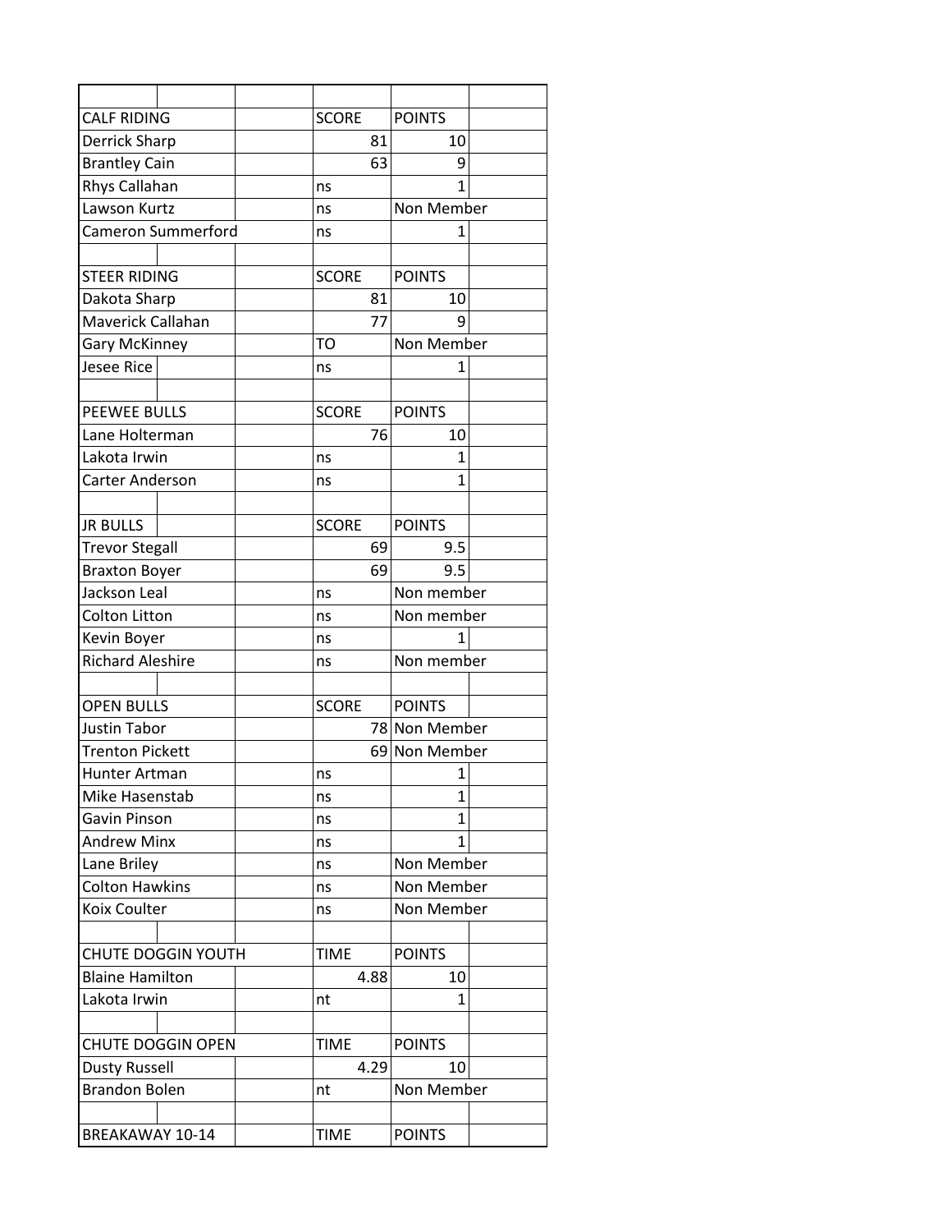| | | |
|---|---|---|
| **CALF RIDING** | **SCORE** | **POINTS** |
| Derrick Sharp | 81 | 10 |
| Brantley Cain | 63 | 9 |
| Rhys Callahan | ns | 1 |
| Lawson Kurtz | ns | Non Member |
| Cameron Summerford | ns | 1 |
| | | |
| **STEER RIDING** | **SCORE** | **POINTS** |
| Dakota Sharp | 81 | 10 |
| Maverick Callahan | 77 | 9 |
| Gary McKinney | TO | Non Member |
| Jesee Rice | ns | 1 |
| | | |
| **PEEWEE BULLS** | **SCORE** | **POINTS** |
| Lane Holterman | 76 | 10 |
| Lakota Irwin | ns | 1 |
| Carter Anderson | ns | 1 |
| | | |
| **JR BULLS** | **SCORE** | **POINTS** |
| Trevor Stegall | 69 | 9.5 |
| Braxton Boyer | 69 | 9.5 |
| Jackson Leal | ns | Non member |
| Colton Litton | ns | Non member |
| Kevin Boyer | ns | 1 |
| Richard Aleshire | ns | Non member |
| | | |
| **OPEN BULLS** | **SCORE** | **POINTS** |
| Justin Tabor | 78 | Non Member |
| Trenton Pickett | 69 | Non Member |
| Hunter Artman | ns | 1 |
| Mike Hasenstab | ns | 1 |
| Gavin Pinson | ns | 1 |
| Andrew Minx | ns | 1 |
| Lane Briley | ns | Non Member |
| Colton Hawkins | ns | Non Member |
| Koix Coulter | ns | Non Member |
| | | |
| **CHUTE DOGGIN YOUTH** | **TIME** | **POINTS** |
| Blaine Hamilton | 4.88 | 10 |
| Lakota Irwin | nt | 1 |
| | | |
| **CHUTE DOGGIN OPEN** | **TIME** | **POINTS** |
| Dusty Russell | 4.29 | 10 |
| Brandon Bolen | nt | Non Member |
| | | |
| **BREAKAWAY 10-14** | **TIME** | **POINTS** |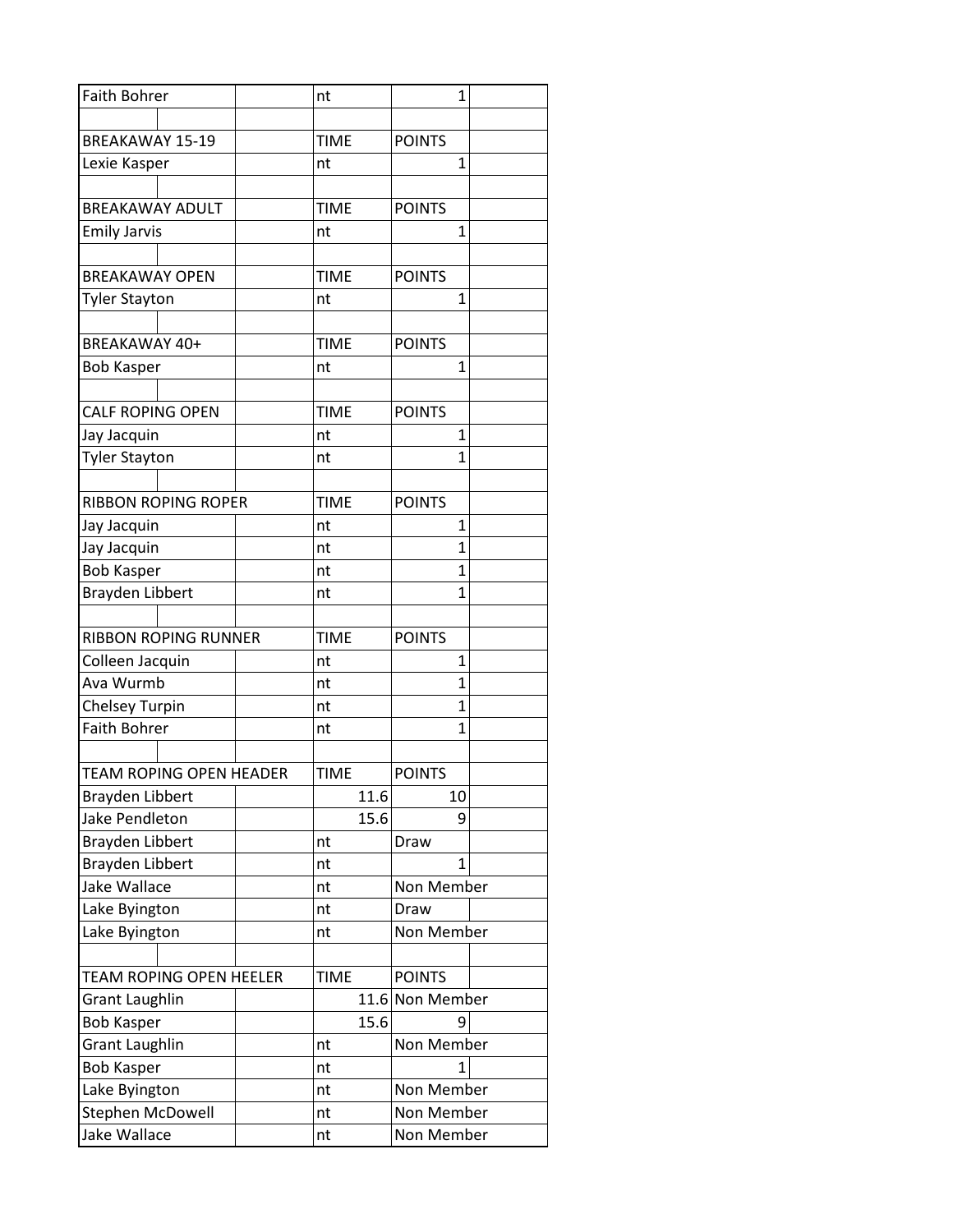| | | | | | |
|---|---|---|---|---|---|
| Faith Bohrer | | | nt | 1 | |
| | | | | | |
| BREAKAWAY 15-19 | | | TIME | POINTS | |
| Lexie Kasper | | | nt | 1 | |
| | | | | | |
| BREAKAWAY ADULT | | | TIME | POINTS | |
| Emily Jarvis | | | nt | 1 | |
| | | | | | |
| BREAKAWAY OPEN | | | TIME | POINTS | |
| Tyler Stayton | | | nt | 1 | |
| | | | | | |
| BREAKAWAY 40+ | | | TIME | POINTS | |
| Bob Kasper | | | nt | 1 | |
| | | | | | |
| CALF ROPING OPEN | | | TIME | POINTS | |
| Jay Jacquin | | | nt | 1 | |
| Tyler Stayton | | | nt | 1 | |
| | | | | | |
| RIBBON ROPING ROPER | | | TIME | POINTS | |
| Jay Jacquin | | | nt | 1 | |
| Jay Jacquin | | | nt | 1 | |
| Bob Kasper | | | nt | 1 | |
| Brayden Libbert | | | nt | 1 | |
| | | | | | |
| RIBBON ROPING RUNNER | | | TIME | POINTS | |
| Colleen Jacquin | | | nt | 1 | |
| Ava Wurmb | | | nt | 1 | |
| Chelsey Turpin | | | nt | 1 | |
| Faith Bohrer | | | nt | 1 | |
| | | | | | |
| TEAM ROPING OPEN HEADER | | | TIME | POINTS | |
| Brayden Libbert | | | 11.6 | 10 | |
| Jake Pendleton | | | 15.6 | 9 | |
| Brayden Libbert | | | nt | Draw | |
| Brayden Libbert | | | nt | 1 | |
| Jake Wallace | | | nt | Non Member | |
| Lake Byington | | | nt | Draw | |
| Lake Byington | | | nt | Non Member | |
| | | | | | |
| TEAM ROPING OPEN HEELER | | | TIME | POINTS | |
| Grant Laughlin | | | 11.6 | Non Member | |
| Bob Kasper | | | 15.6 | 9 | |
| Grant Laughlin | | | nt | Non Member | |
| Bob Kasper | | | nt | 1 | |
| Lake Byington | | | nt | Non Member | |
| Stephen McDowell | | | nt | Non Member | |
| Jake Wallace | | | nt | Non Member | |